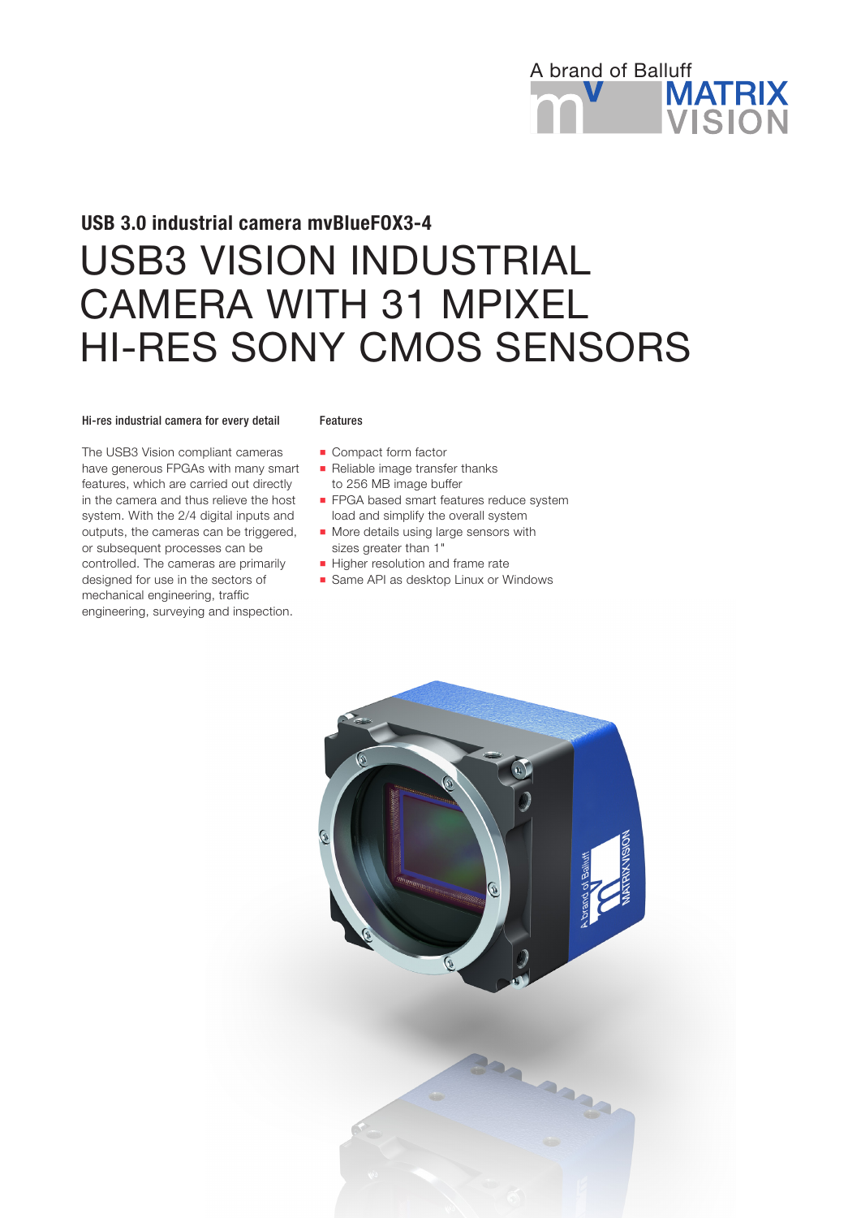A brand of Balluff
MATRIX VISION

**USB 3.0 industrial camera mvBlueFOX3-4**

# USB3 VISION INDUSTRIAL CAMERA WITH 31 MPIXEL HI-RES SONY CMOS SENSORS

### Hi-res industrial camera for every detail

The USB3 Vision compliant cameras have generous FPGAs with many smart features, which are carried out directly in the camera and thus relieve the host system. With the 2/4 digital inputs and outputs, the cameras can be triggered, or subsequent processes can be controlled. The cameras are primarily designed for use in the sectors of mechanical engineering, traffic engineering, surveying and inspection.

### Features

- Compact form factor
- Reliable image transfer thanks to 256 MB image buffer
- FPGA based smart features reduce system load and simplify the overall system
- More details using large sensors with sizes greater than 1"
- Higher resolution and frame rate
- Same API as desktop Linux or Windows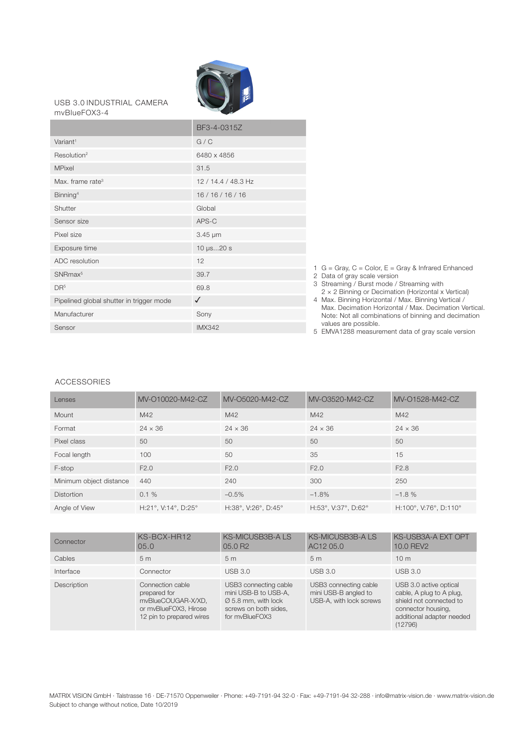USB 3.0 INDUSTRIAL CAMERA
mvBlueFOX3-4

| | BF3-4-0315Z |
|---|---|
| Variant[1] | G / C |
| Resolution[2] | 6480 x 4856 |
| MPixel | 31.5 |
| Max. frame rate[3] | 12 / 14.4 / 48.3 Hz |
| Binning[4] | 16 / 16 / 16 / 16 |
| Shutter | Global |
| Sensor size | APS-C |
| Pixel size | 3.45 µm |
| Exposure time | 10 µs...20 s |
| ADC resolution | 12 |
| SNRmax[5] | 39.7 |
| DR[5] | 69.8 |
| Pipelined global shutter in trigger mode | ✓ |
| Manufacturer | Sony |
| Sensor | IMX342 |

1 G = Gray, C = Color, E = Gray & Infrared Enhanced
2 Data of gray scale version
3 Streaming / Burst mode / Streaming with 2 × 2 Binning or Decimation (Horizontal x Vertical)
4 Max. Binning Horizontal / Max. Binning Vertical / Max. Decimation Horizontal / Max. Decimation Vertical. Note: Not all combinations of binning and decimation values are possible.
5 EMVA1288 measurement data of gray scale version

ACCESSORIES

| Lenses | MV-O10020-M42-CZ | MV-O5020-M42-CZ | MV-O3520-M42-CZ | MV-O1528-M42-CZ |
|---|---|---|---|---|
| Mount | M42 | M42 | M42 | M42 |
| Format | 24 × 36 | 24 × 36 | 24 × 36 | 24 × 36 |
| Pixel class | 50 | 50 | 50 | 50 |
| Focal length | 100 | 50 | 35 | 15 |
| F-stop | F2.0 | F2.0 | F2.0 | F2.8 |
| Minimum object distance | 440 | 240 | 300 | 250 |
| Distortion | 0.1 % | –0.5% | –1.8% | –1.8 % |
| Angle of View | H:21°, V:14°, D:25° | H:38°, V:26°, D:45° | H:53°, V:37°, D:62° | H:100°, V:76°, D:110° |

| Connector | KS-BCX-HR12 05.0 | KS-MICUSB3B-A LS 05.0 R2 | KS-MICUSB3B-A LS AC12 05.0 | KS-USB3A-A EXT OPT 10.0 REV2 |
|---|---|---|---|---|
| Cables | 5 m | 5 m | 5 m | 10 m |
| Interface | Connector | USB 3.0 | USB 3.0 | USB 3.0 |
| Description | Connection cable prepared for mvBlueCOUGAR-X/XD, or mvBlueFOX3, Hirose 12 pin to prepared wires | USB3 connecting cable mini USB-B to USB-A, Ø 5.8 mm, with lock screws on both sides, for mvBlueFOX3 | USB3 connecting cable mini USB-B angled to USB-A, with lock screws | USB 3.0 active optical cable, A plug to A plug, shield not connected to connector housing, additional adapter needed (12796) |

MATRIX VISION GmbH · Talstrasse 16 · DE-71570 Oppenweiler · Phone: +49-7191-94 32-0 · Fax: +49-7191-94 32-288 · info@matrix-vision.de · www.matrix-vision.de
Subject to change without notice, Date 10/2019